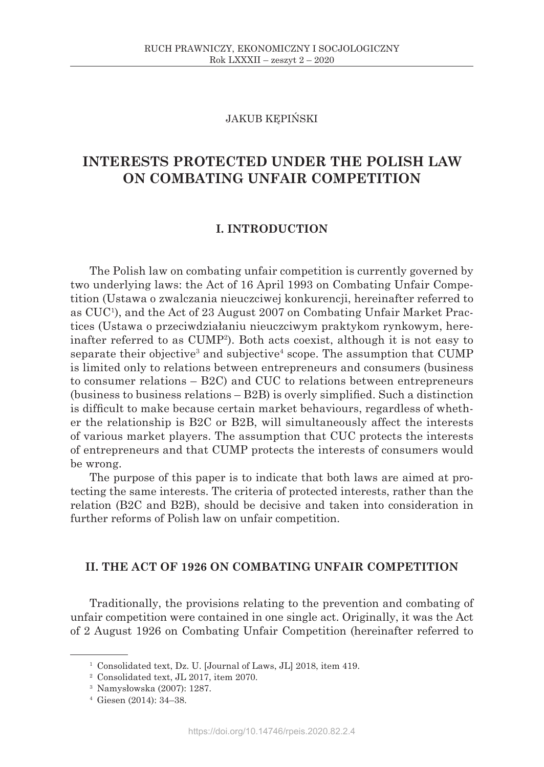JAKUB KĘPIŃSKI

# INTERESTS PROTECTED UNDER THE POLISH LAW ON COMBATING UNFAIR COMPETITION

## I. INTRODUCTION

The Polish law on combating unfair competition is currently governed by two underlying laws: the Act of 16 April 1993 on Combating Unfair Competition (Ustawa o zwalczania nieuczciwej konkurencji, hereinafter referred to as CUC[1]), and the Act of 23 August 2007 on Combating Unfair Market Practices (Ustawa o przeciwdziałaniu nieuczciwym praktykom rynkowym, hereinafter referred to as CUMP[2]). Both acts coexist, although it is not easy to separate their objective[3] and subjective[4] scope. The assumption that CUMP is limited only to relations between entrepreneurs and consumers (business to consumer relations – B2C) and CUC to relations between entrepreneurs (business to business relations – B2B) is overly simplified. Such a distinction is difficult to make because certain market behaviours, regardless of whether the relationship is B2C or B2B, will simultaneously affect the interests of various market players. The assumption that CUC protects the interests of entrepreneurs and that CUMP protects the interests of consumers would be wrong.

The purpose of this paper is to indicate that both laws are aimed at protecting the same interests. The criteria of protected interests, rather than the relation (B2C and B2B), should be decisive and taken into consideration in further reforms of Polish law on unfair competition.

## II. THE ACT OF 1926 ON COMBATING UNFAIR COMPETITION

Traditionally, the provisions relating to the prevention and combating of unfair competition were contained in one single act. Originally, it was the Act of 2 August 1926 on Combating Unfair Competition (hereinafter referred to

---

[1] Consolidated text, Dz. U. [Journal of Laws, JL] 2018, item 419.

[2] Consolidated text, JL 2017, item 2070.

[3] Namysłowska (2007): 1287.

[4] Giesen (2014): 34–38.

https://doi.org/10.14746/rpeis.2020.82.2.4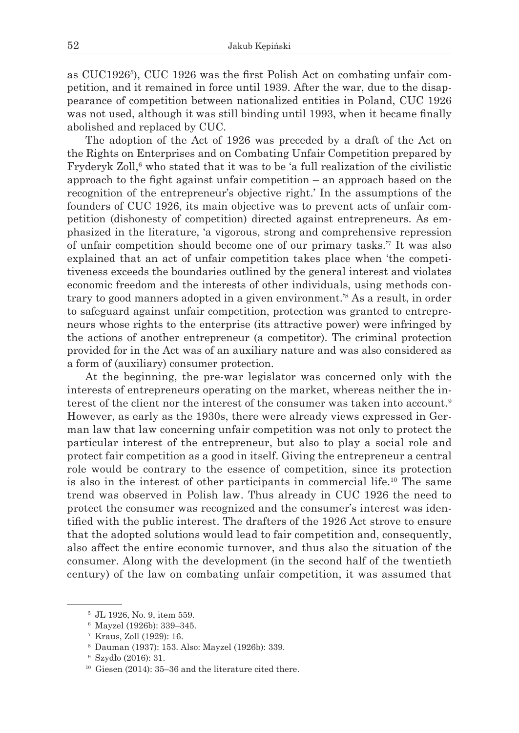as CUC1926[5]), CUC 1926 was the first Polish Act on combating unfair competition, and it remained in force until 1939. After the war, due to the disappearance of competition between nationalized entities in Poland, CUC 1926 was not used, although it was still binding until 1993, when it became finally abolished and replaced by CUC.

The adoption of the Act of 1926 was preceded by a draft of the Act on the Rights on Enterprises and on Combating Unfair Competition prepared by Fryderyk Zoll,[6] who stated that it was to be 'a full realization of the civilistic approach to the fight against unfair competition – an approach based on the recognition of the entrepreneur's objective right.' In the assumptions of the founders of CUC 1926, its main objective was to prevent acts of unfair competition (dishonesty of competition) directed against entrepreneurs. As emphasized in the literature, 'a vigorous, strong and comprehensive repression of unfair competition should become one of our primary tasks.'[7] It was also explained that an act of unfair competition takes place when 'the competitiveness exceeds the boundaries outlined by the general interest and violates economic freedom and the interests of other individuals, using methods contrary to good manners adopted in a given environment.'[8] As a result, in order to safeguard against unfair competition, protection was granted to entrepreneurs whose rights to the enterprise (its attractive power) were infringed by the actions of another entrepreneur (a competitor). The criminal protection provided for in the Act was of an auxiliary nature and was also considered as a form of (auxiliary) consumer protection.

At the beginning, the pre-war legislator was concerned only with the interests of entrepreneurs operating on the market, whereas neither the interest of the client nor the interest of the consumer was taken into account.[9] However, as early as the 1930s, there were already views expressed in German law that law concerning unfair competition was not only to protect the particular interest of the entrepreneur, but also to play a social role and protect fair competition as a good in itself. Giving the entrepreneur a central role would be contrary to the essence of competition, since its protection is also in the interest of other participants in commercial life.[10] The same trend was observed in Polish law. Thus already in CUC 1926 the need to protect the consumer was recognized and the consumer's interest was identified with the public interest. The drafters of the 1926 Act strove to ensure that the adopted solutions would lead to fair competition and, consequently, also affect the entire economic turnover, and thus also the situation of the consumer. Along with the development (in the second half of the twentieth century) of the law on combating unfair competition, it was assumed that

---

[5] JL 1926, No. 9, item 559.

[6] Mayzel (1926b): 339–345.

[7] Kraus, Zoll (1929): 16.

[8] Dauman (1937): 153. Also: Mayzel (1926b): 339.

[9] Szydło (2016): 31.

[10] Giesen (2014): 35–36 and the literature cited there.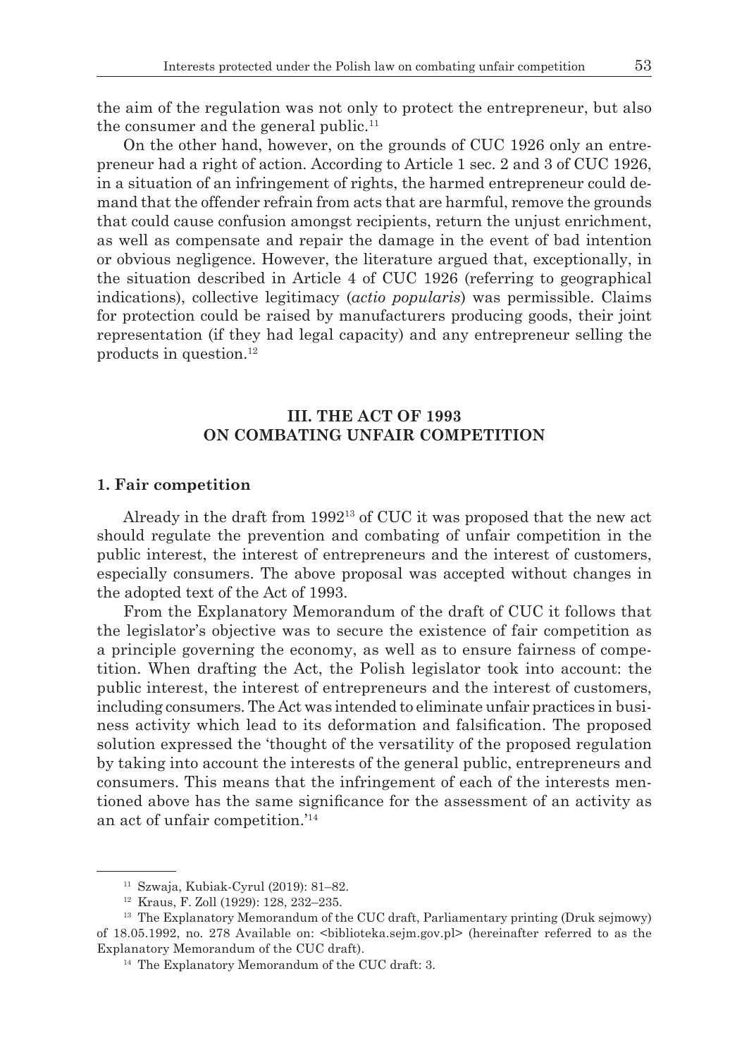the aim of the regulation was not only to protect the entrepreneur, but also the consumer and the general public.[11]

On the other hand, however, on the grounds of CUC 1926 only an entrepreneur had a right of action. According to Article 1 sec. 2 and 3 of CUC 1926, in a situation of an infringement of rights, the harmed entrepreneur could demand that the offender refrain from acts that are harmful, remove the grounds that could cause confusion amongst recipients, return the unjust enrichment, as well as compensate and repair the damage in the event of bad intention or obvious negligence. However, the literature argued that, exceptionally, in the situation described in Article 4 of CUC 1926 (referring to geographical indications), collective legitimacy (*actio popularis*) was permissible. Claims for protection could be raised by manufacturers producing goods, their joint representation (if they had legal capacity) and any entrepreneur selling the products in question.[12]

## III. THE ACT OF 1993 ON COMBATING UNFAIR COMPETITION

### 1. Fair competition

Already in the draft from 1992[13] of CUC it was proposed that the new act should regulate the prevention and combating of unfair competition in the public interest, the interest of entrepreneurs and the interest of customers, especially consumers. The above proposal was accepted without changes in the adopted text of the Act of 1993.

From the Explanatory Memorandum of the draft of CUC it follows that the legislator's objective was to secure the existence of fair competition as a principle governing the economy, as well as to ensure fairness of competition. When drafting the Act, the Polish legislator took into account: the public interest, the interest of entrepreneurs and the interest of customers, including consumers. The Act was intended to eliminate unfair practices in business activity which lead to its deformation and falsification. The proposed solution expressed the 'thought of the versatility of the proposed regulation by taking into account the interests of the general public, entrepreneurs and consumers. This means that the infringement of each of the interests mentioned above has the same significance for the assessment of an activity as an act of unfair competition.'[14]

---

[11] Szwaja, Kubiak-Cyrul (2019): 81–82.

[12] Kraus, F. Zoll (1929): 128, 232–235.

[13] The Explanatory Memorandum of the CUC draft, Parliamentary printing (Druk sejmowy) of 18.05.1992, no. 278 Available on: <biblioteka.sejm.gov.pl> (hereinafter referred to as the Explanatory Memorandum of the CUC draft).

[14] The Explanatory Memorandum of the CUC draft: 3.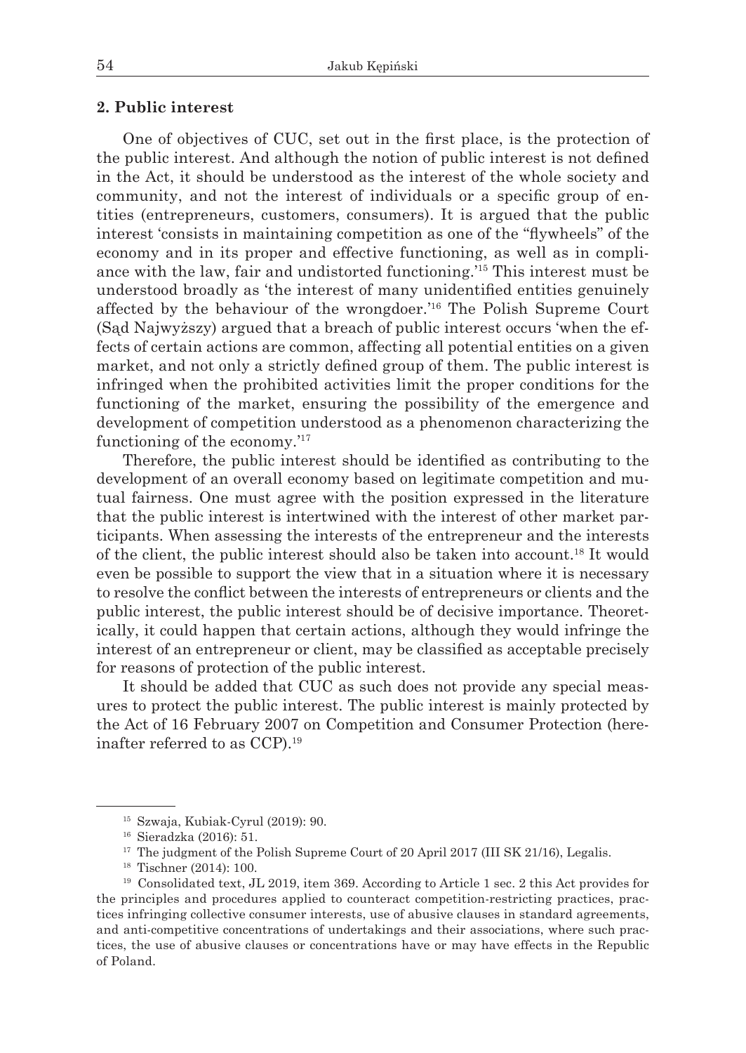## 2. Public interest

One of objectives of CUC, set out in the first place, is the protection of the public interest. And although the notion of public interest is not defined in the Act, it should be understood as the interest of the whole society and community, and not the interest of individuals or a specific group of entities (entrepreneurs, customers, consumers). It is argued that the public interest 'consists in maintaining competition as one of the "flywheels" of the economy and in its proper and effective functioning, as well as in compliance with the law, fair and undistorted functioning.'[15] This interest must be understood broadly as 'the interest of many unidentified entities genuinely affected by the behaviour of the wrongdoer.'[16] The Polish Supreme Court (Sąd Najwyższy) argued that a breach of public interest occurs 'when the effects of certain actions are common, affecting all potential entities on a given market, and not only a strictly defined group of them. The public interest is infringed when the prohibited activities limit the proper conditions for the functioning of the market, ensuring the possibility of the emergence and development of competition understood as a phenomenon characterizing the functioning of the economy.'[17]

Therefore, the public interest should be identified as contributing to the development of an overall economy based on legitimate competition and mutual fairness. One must agree with the position expressed in the literature that the public interest is intertwined with the interest of other market participants. When assessing the interests of the entrepreneur and the interests of the client, the public interest should also be taken into account.[18] It would even be possible to support the view that in a situation where it is necessary to resolve the conflict between the interests of entrepreneurs or clients and the public interest, the public interest should be of decisive importance. Theoretically, it could happen that certain actions, although they would infringe the interest of an entrepreneur or client, may be classified as acceptable precisely for reasons of protection of the public interest.

It should be added that CUC as such does not provide any special measures to protect the public interest. The public interest is mainly protected by the Act of 16 February 2007 on Competition and Consumer Protection (hereinafter referred to as CCP).[19]

---

[15] Szwaja, Kubiak-Cyrul (2019): 90.

[16] Sieradzka (2016): 51.

[17] The judgment of the Polish Supreme Court of 20 April 2017 (III SK 21/16), Legalis.

[18] Tischner (2014): 100.

[19] Consolidated text, JL 2019, item 369. According to Article 1 sec. 2 this Act provides for the principles and procedures applied to counteract competition-restricting practices, practices infringing collective consumer interests, use of abusive clauses in standard agreements, and anti-competitive concentrations of undertakings and their associations, where such practices, the use of abusive clauses or concentrations have or may have effects in the Republic of Poland.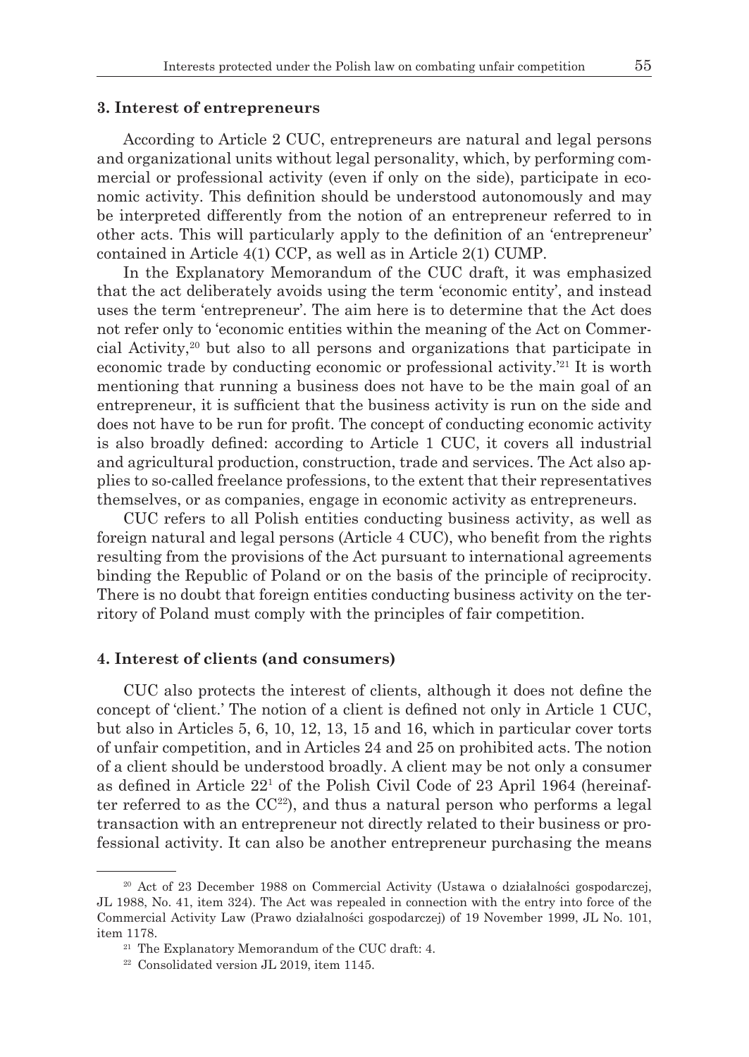## 3. Interest of entrepreneurs

According to Article 2 CUC, entrepreneurs are natural and legal persons and organizational units without legal personality, which, by performing commercial or professional activity (even if only on the side), participate in economic activity. This definition should be understood autonomously and may be interpreted differently from the notion of an entrepreneur referred to in other acts. This will particularly apply to the definition of an 'entrepreneur' contained in Article 4(1) CCP, as well as in Article 2(1) CUMP.

In the Explanatory Memorandum of the CUC draft, it was emphasized that the act deliberately avoids using the term 'economic entity', and instead uses the term 'entrepreneur'. The aim here is to determine that the Act does not refer only to 'economic entities within the meaning of the Act on Commercial Activity,[20] but also to all persons and organizations that participate in economic trade by conducting economic or professional activity.'[21] It is worth mentioning that running a business does not have to be the main goal of an entrepreneur, it is sufficient that the business activity is run on the side and does not have to be run for profit. The concept of conducting economic activity is also broadly defined: according to Article 1 CUC, it covers all industrial and agricultural production, construction, trade and services. The Act also applies to so-called freelance professions, to the extent that their representatives themselves, or as companies, engage in economic activity as entrepreneurs.

CUC refers to all Polish entities conducting business activity, as well as foreign natural and legal persons (Article 4 CUC), who benefit from the rights resulting from the provisions of the Act pursuant to international agreements binding the Republic of Poland or on the basis of the principle of reciprocity. There is no doubt that foreign entities conducting business activity on the territory of Poland must comply with the principles of fair competition.

## 4. Interest of clients (and consumers)

CUC also protects the interest of clients, although it does not define the concept of 'client.' The notion of a client is defined not only in Article 1 CUC, but also in Articles 5, 6, 10, 12, 13, 15 and 16, which in particular cover torts of unfair competition, and in Articles 24 and 25 on prohibited acts. The notion of a client should be understood broadly. A client may be not only a consumer as defined in Article 22[1] of the Polish Civil Code of 23 April 1964 (hereinafter referred to as the CC[22]), and thus a natural person who performs a legal transaction with an entrepreneur not directly related to their business or professional activity. It can also be another entrepreneur purchasing the means

---

[20] Act of 23 December 1988 on Commercial Activity (Ustawa o działalności gospodarczej, JL 1988, No. 41, item 324). The Act was repealed in connection with the entry into force of the Commercial Activity Law (Prawo działalności gospodarczej) of 19 November 1999, JL No. 101, item 1178.

[21] The Explanatory Memorandum of the CUC draft: 4.

[22] Consolidated version JL 2019, item 1145.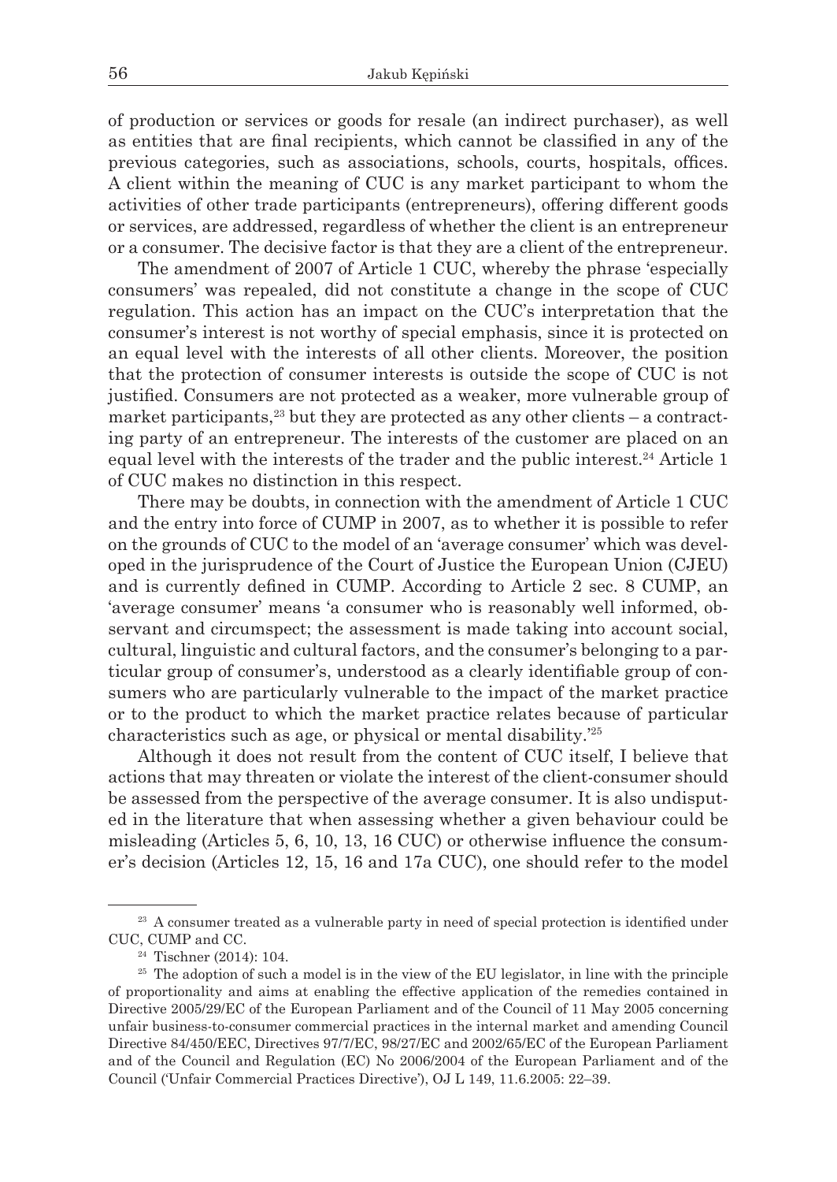of production or services or goods for resale (an indirect purchaser), as well as entities that are final recipients, which cannot be classified in any of the previous categories, such as associations, schools, courts, hospitals, offices. A client within the meaning of CUC is any market participant to whom the activities of other trade participants (entrepreneurs), offering different goods or services, are addressed, regardless of whether the client is an entrepreneur or a consumer. The decisive factor is that they are a client of the entrepreneur.

The amendment of 2007 of Article 1 CUC, whereby the phrase 'especially consumers' was repealed, did not constitute a change in the scope of CUC regulation. This action has an impact on the CUC's interpretation that the consumer's interest is not worthy of special emphasis, since it is protected on an equal level with the interests of all other clients. Moreover, the position that the protection of consumer interests is outside the scope of CUC is not justified. Consumers are not protected as a weaker, more vulnerable group of market participants,[23] but they are protected as any other clients – a contracting party of an entrepreneur. The interests of the customer are placed on an equal level with the interests of the trader and the public interest.[24] Article 1 of CUC makes no distinction in this respect.

There may be doubts, in connection with the amendment of Article 1 CUC and the entry into force of CUMP in 2007, as to whether it is possible to refer on the grounds of CUC to the model of an 'average consumer' which was developed in the jurisprudence of the Court of Justice the European Union (CJEU) and is currently defined in CUMP. According to Article 2 sec. 8 CUMP, an 'average consumer' means 'a consumer who is reasonably well informed, observant and circumspect; the assessment is made taking into account social, cultural, linguistic and cultural factors, and the consumer's belonging to a particular group of consumer's, understood as a clearly identifiable group of consumers who are particularly vulnerable to the impact of the market practice or to the product to which the market practice relates because of particular characteristics such as age, or physical or mental disability.'[25]

Although it does not result from the content of CUC itself, I believe that actions that may threaten or violate the interest of the client-consumer should be assessed from the perspective of the average consumer. It is also undisputed in the literature that when assessing whether a given behaviour could be misleading (Articles 5, 6, 10, 13, 16 CUC) or otherwise influence the consumer's decision (Articles 12, 15, 16 and 17a CUC), one should refer to the model

---

[23] A consumer treated as a vulnerable party in need of special protection is identified under CUC, CUMP and CC.

[24] Tischner (2014): 104.

[25] The adoption of such a model is in the view of the EU legislator, in line with the principle of proportionality and aims at enabling the effective application of the remedies contained in Directive 2005/29/EC of the European Parliament and of the Council of 11 May 2005 concerning unfair business-to-consumer commercial practices in the internal market and amending Council Directive 84/450/EEC, Directives 97/7/EC, 98/27/EC and 2002/65/EC of the European Parliament and of the Council and Regulation (EC) No 2006/2004 of the European Parliament and of the Council ('Unfair Commercial Practices Directive'), OJ L 149, 11.6.2005: 22–39.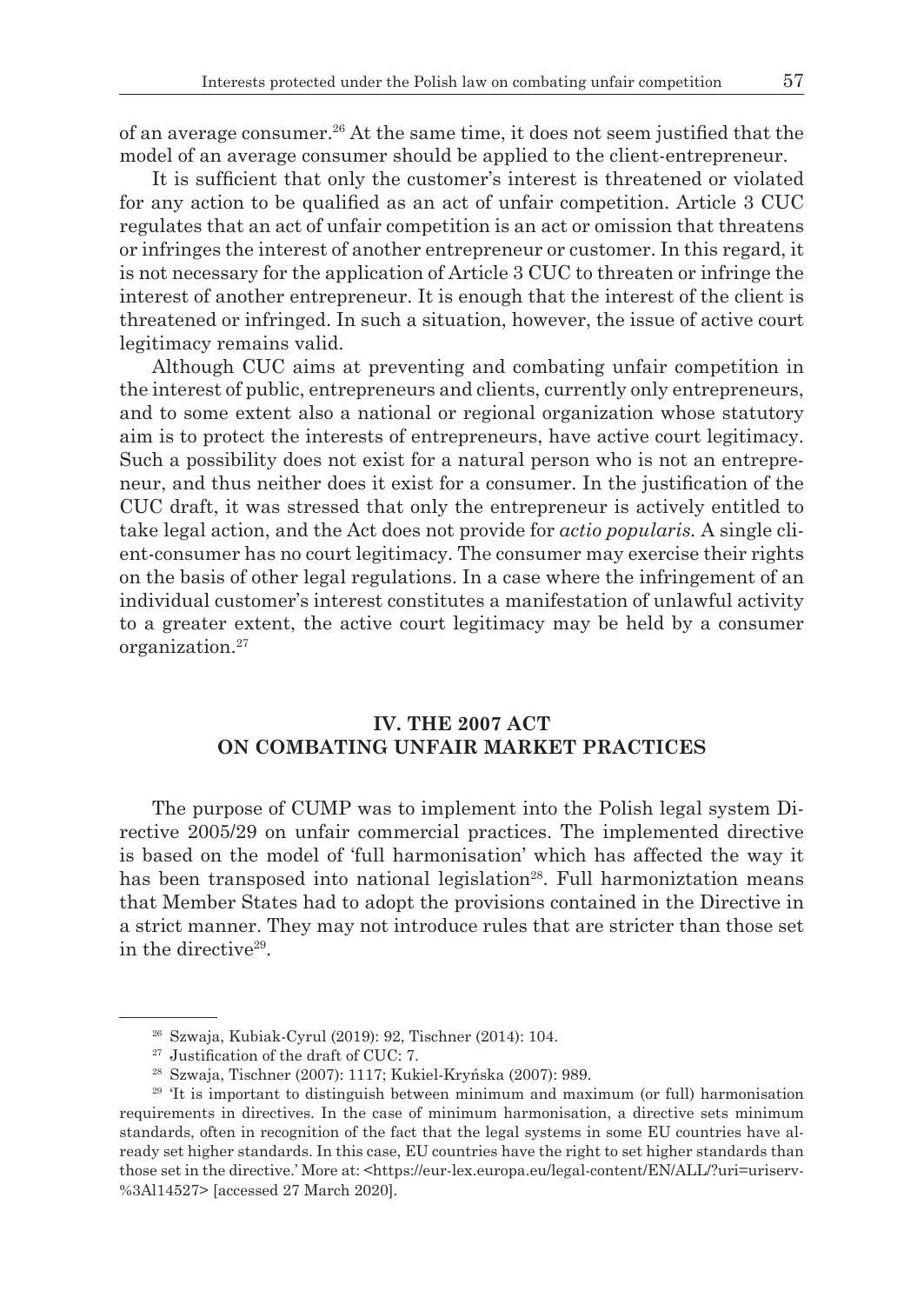of an average consumer.[26] At the same time, it does not seem justified that the model of an average consumer should be applied to the client-entrepreneur.

It is sufficient that only the customer's interest is threatened or violated for any action to be qualified as an act of unfair competition. Article 3 CUC regulates that an act of unfair competition is an act or omission that threatens or infringes the interest of another entrepreneur or customer. In this regard, it is not necessary for the application of Article 3 CUC to threaten or infringe the interest of another entrepreneur. It is enough that the interest of the client is threatened or infringed. In such a situation, however, the issue of active court legitimacy remains valid.

Although CUC aims at preventing and combating unfair competition in the interest of public, entrepreneurs and clients, currently only entrepreneurs, and to some extent also a national or regional organization whose statutory aim is to protect the interests of entrepreneurs, have active court legitimacy. Such a possibility does not exist for a natural person who is not an entrepreneur, and thus neither does it exist for a consumer. In the justification of the CUC draft, it was stressed that only the entrepreneur is actively entitled to take legal action, and the Act does not provide for *actio popularis.* A single client-consumer has no court legitimacy. The consumer may exercise their rights on the basis of other legal regulations. In a case where the infringement of an individual customer's interest constitutes a manifestation of unlawful activity to a greater extent, the active court legitimacy may be held by a consumer organization.[27]

## IV. THE 2007 ACT ON COMBATING UNFAIR MARKET PRACTICES

The purpose of CUMP was to implement into the Polish legal system Directive 2005/29 on unfair commercial practices. The implemented directive is based on the model of 'full harmonisation' which has affected the way it has been transposed into national legislation[28]. Full harmoniztation means that Member States had to adopt the provisions contained in the Directive in a strict manner. They may not introduce rules that are stricter than those set in the directive[29].

---

[26] Szwaja, Kubiak-Cyrul (2019): 92, Tischner (2014): 104.

[27] Justification of the draft of CUC: 7.

[28] Szwaja, Tischner (2007): 1117; Kukiel-Kryńska (2007): 989.

[29] 'It is important to distinguish between minimum and maximum (or full) harmonisation requirements in directives. In the case of minimum harmonisation, a directive sets minimum standards, often in recognition of the fact that the legal systems in some EU countries have already set higher standards. In this case, EU countries have the right to set higher standards than those set in the directive.' More at: <https://eur-lex.europa.eu/legal-content/EN/ALL/?uri=uriserv-%3Al14527> [accessed 27 March 2020].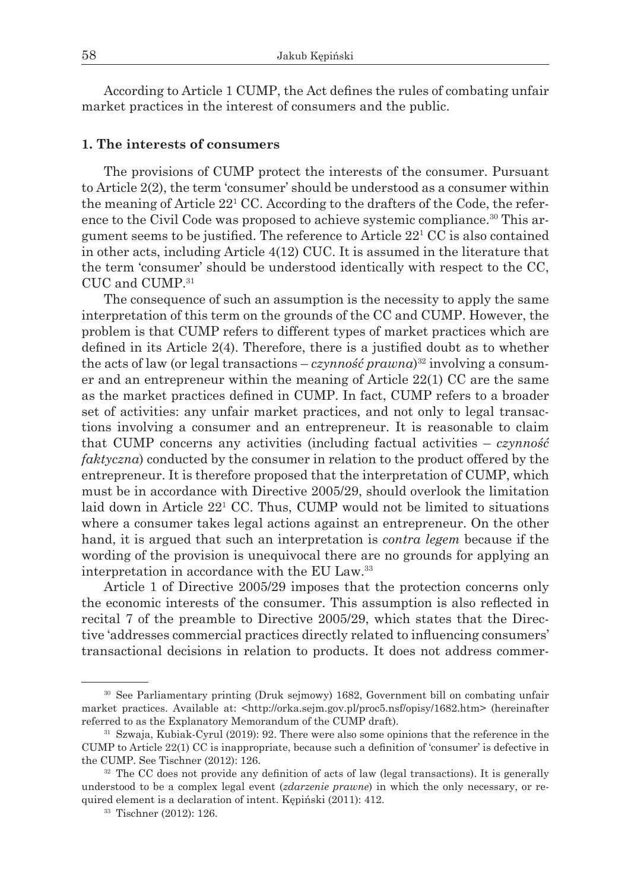According to Article 1 CUMP, the Act defines the rules of combating unfair market practices in the interest of consumers and the public.

### 1. The interests of consumers

The provisions of CUMP protect the interests of the consumer. Pursuant to Article 2(2), the term 'consumer' should be understood as a consumer within the meaning of Article $22^1$ CC. According to the drafters of the Code, the reference to the Civil Code was proposed to achieve systemic compliance.[30] This argument seems to be justified. The reference to Article $22^1$ CC is also contained in other acts, including Article 4(12) CUC. It is assumed in the literature that the term 'consumer' should be understood identically with respect to the CC, CUC and CUMP.[31]

The consequence of such an assumption is the necessity to apply the same interpretation of this term on the grounds of the CC and CUMP. However, the problem is that CUMP refers to different types of market practices which are defined in its Article 2(4). Therefore, there is a justified doubt as to whether the acts of law (or legal transactions – *czynność prawna*)[32] involving a consumer and an entrepreneur within the meaning of Article 22(1) CC are the same as the market practices defined in CUMP. In fact, CUMP refers to a broader set of activities: any unfair market practices, and not only to legal transactions involving a consumer and an entrepreneur. It is reasonable to claim that CUMP concerns any activities (including factual activities – *czynność faktyczna*) conducted by the consumer in relation to the product offered by the entrepreneur. It is therefore proposed that the interpretation of CUMP, which must be in accordance with Directive 2005/29, should overlook the limitation laid down in Article $22^1$ CC. Thus, CUMP would not be limited to situations where a consumer takes legal actions against an entrepreneur. On the other hand, it is argued that such an interpretation is *contra legem* because if the wording of the provision is unequivocal there are no grounds for applying an interpretation in accordance with the EU Law.[33]

Article 1 of Directive 2005/29 imposes that the protection concerns only the economic interests of the consumer. This assumption is also reflected in recital 7 of the preamble to Directive 2005/29, which states that the Directive 'addresses commercial practices directly related to influencing consumers' transactional decisions in relation to products. It does not address commer-

---

[30] See Parliamentary printing (Druk sejmowy) 1682, Government bill on combating unfair market practices. Available at: <http://orka.sejm.gov.pl/proc5.nsf/opisy/1682.htm> (hereinafter referred to as the Explanatory Memorandum of the CUMP draft).

[31] Szwaja, Kubiak-Cyrul (2019): 92. There were also some opinions that the reference in the CUMP to Article 22(1) CC is inappropriate, because such a definition of 'consumer' is defective in the CUMP. See Tischner (2012): 126.

[32] The CC does not provide any definition of acts of law (legal transactions). It is generally understood to be a complex legal event (*zdarzenie prawne*) in which the only necessary, or required element is a declaration of intent. Kępiński (2011): 412.

[33] Tischner (2012): 126.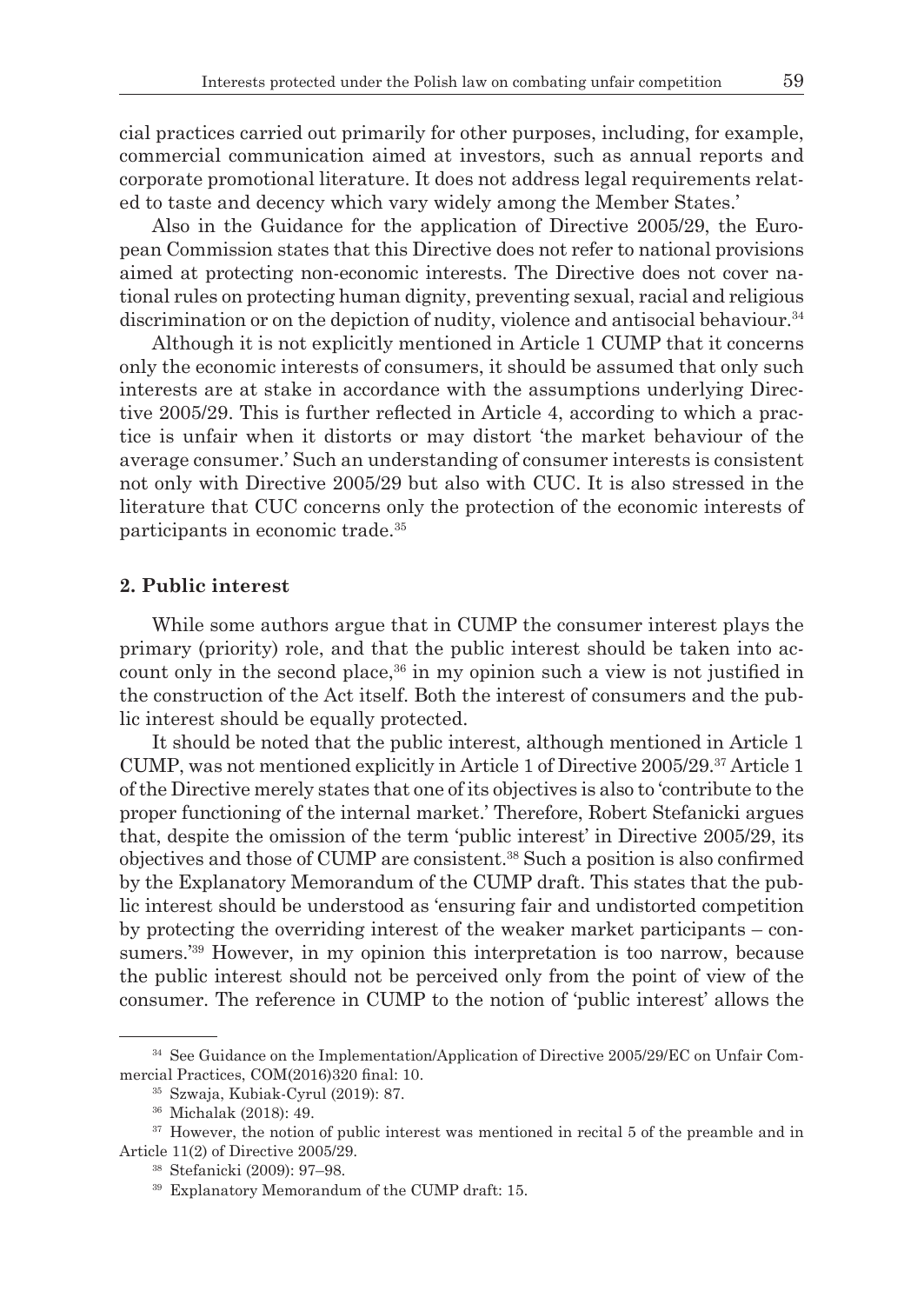cial practices carried out primarily for other purposes, including, for example, commercial communication aimed at investors, such as annual reports and corporate promotional literature. It does not address legal requirements related to taste and decency which vary widely among the Member States.'

Also in the Guidance for the application of Directive 2005/29, the European Commission states that this Directive does not refer to national provisions aimed at protecting non-economic interests. The Directive does not cover national rules on protecting human dignity, preventing sexual, racial and religious discrimination or on the depiction of nudity, violence and antisocial behaviour.[34]

Although it is not explicitly mentioned in Article 1 CUMP that it concerns only the economic interests of consumers, it should be assumed that only such interests are at stake in accordance with the assumptions underlying Directive 2005/29. This is further reflected in Article 4, according to which a practice is unfair when it distorts or may distort 'the market behaviour of the average consumer.' Such an understanding of consumer interests is consistent not only with Directive 2005/29 but also with CUC. It is also stressed in the literature that CUC concerns only the protection of the economic interests of participants in economic trade.[35]

## 2. Public interest

While some authors argue that in CUMP the consumer interest plays the primary (priority) role, and that the public interest should be taken into account only in the second place,[36] in my opinion such a view is not justified in the construction of the Act itself. Both the interest of consumers and the public interest should be equally protected.

It should be noted that the public interest, although mentioned in Article 1 CUMP, was not mentioned explicitly in Article 1 of Directive 2005/29.[37] Article 1 of the Directive merely states that one of its objectives is also to 'contribute to the proper functioning of the internal market.' Therefore, Robert Stefanicki argues that, despite the omission of the term 'public interest' in Directive 2005/29, its objectives and those of CUMP are consistent.[38] Such a position is also confirmed by the Explanatory Memorandum of the CUMP draft. This states that the public interest should be understood as 'ensuring fair and undistorted competition by protecting the overriding interest of the weaker market participants – consumers.'[39] However, in my opinion this interpretation is too narrow, because the public interest should not be perceived only from the point of view of the consumer. The reference in CUMP to the notion of 'public interest' allows the

[34] See Guidance on the Implementation/Application of Directive 2005/29/EC on Unfair Commercial Practices, COM(2016)320 final: 10.

[35] Szwaja, Kubiak-Cyrul (2019): 87.

[36] Michalak (2018): 49.

[37] However, the notion of public interest was mentioned in recital 5 of the preamble and in Article 11(2) of Directive 2005/29.

[38] Stefanicki (2009): 97–98.

[39] Explanatory Memorandum of the CUMP draft: 15.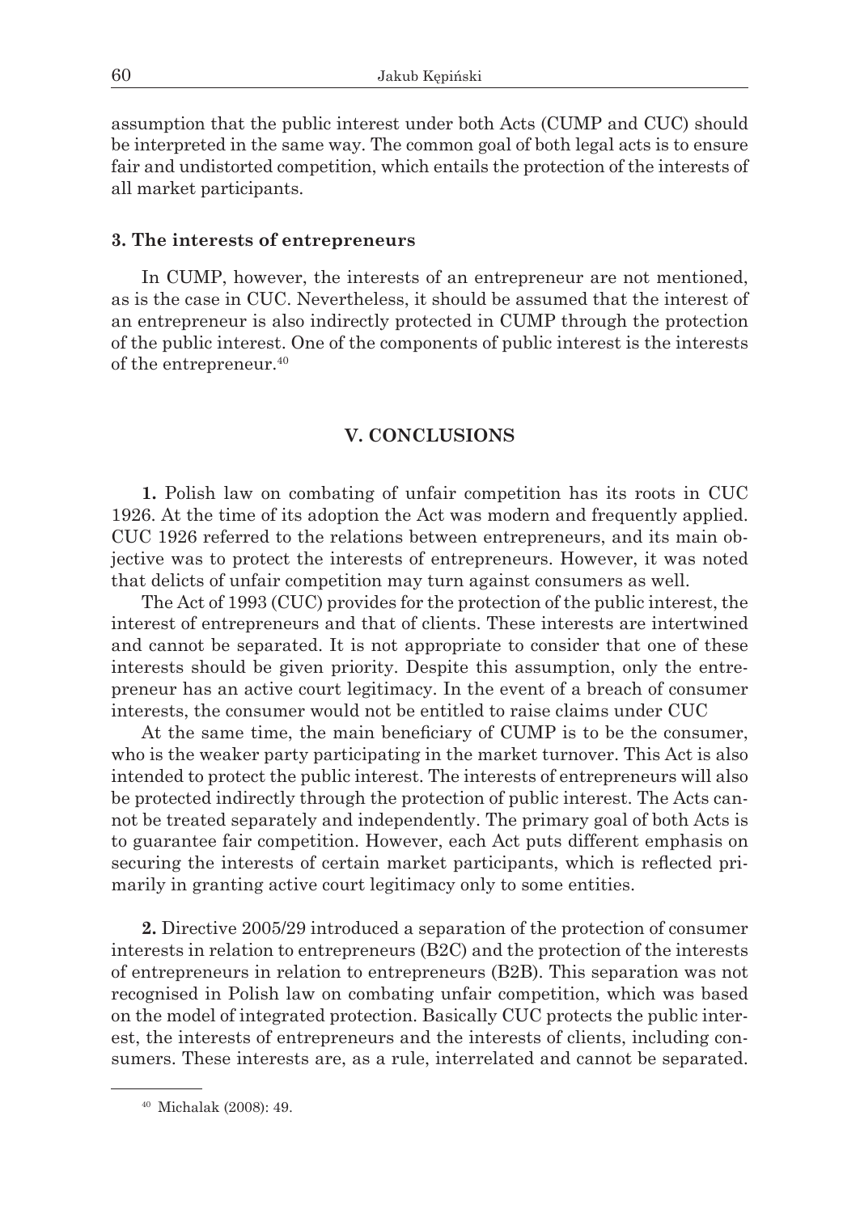assumption that the public interest under both Acts (CUMP and CUC) should be interpreted in the same way. The common goal of both legal acts is to ensure fair and undistorted competition, which entails the protection of the interests of all market participants.

### 3. The interests of entrepreneurs

In CUMP, however, the interests of an entrepreneur are not mentioned, as is the case in CUC. Nevertheless, it should be assumed that the interest of an entrepreneur is also indirectly protected in CUMP through the protection of the public interest. One of the components of public interest is the interests of the entrepreneur.[40]

## V. CONCLUSIONS

**1.** Polish law on combating of unfair competition has its roots in CUC 1926. At the time of its adoption the Act was modern and frequently applied. CUC 1926 referred to the relations between entrepreneurs, and its main objective was to protect the interests of entrepreneurs. However, it was noted that delicts of unfair competition may turn against consumers as well.

The Act of 1993 (CUC) provides for the protection of the public interest, the interest of entrepreneurs and that of clients. These interests are intertwined and cannot be separated. It is not appropriate to consider that one of these interests should be given priority. Despite this assumption, only the entrepreneur has an active court legitimacy. In the event of a breach of consumer interests, the consumer would not be entitled to raise claims under CUC

At the same time, the main beneficiary of CUMP is to be the consumer, who is the weaker party participating in the market turnover. This Act is also intended to protect the public interest. The interests of entrepreneurs will also be protected indirectly through the protection of public interest. The Acts cannot be treated separately and independently. The primary goal of both Acts is to guarantee fair competition. However, each Act puts different emphasis on securing the interests of certain market participants, which is reflected primarily in granting active court legitimacy only to some entities.

**2.** Directive 2005/29 introduced a separation of the protection of consumer interests in relation to entrepreneurs (B2C) and the protection of the interests of entrepreneurs in relation to entrepreneurs (B2B). This separation was not recognised in Polish law on combating unfair competition, which was based on the model of integrated protection. Basically CUC protects the public interest, the interests of entrepreneurs and the interests of clients, including consumers. These interests are, as a rule, interrelated and cannot be separated.

---

[40] Michalak (2008): 49.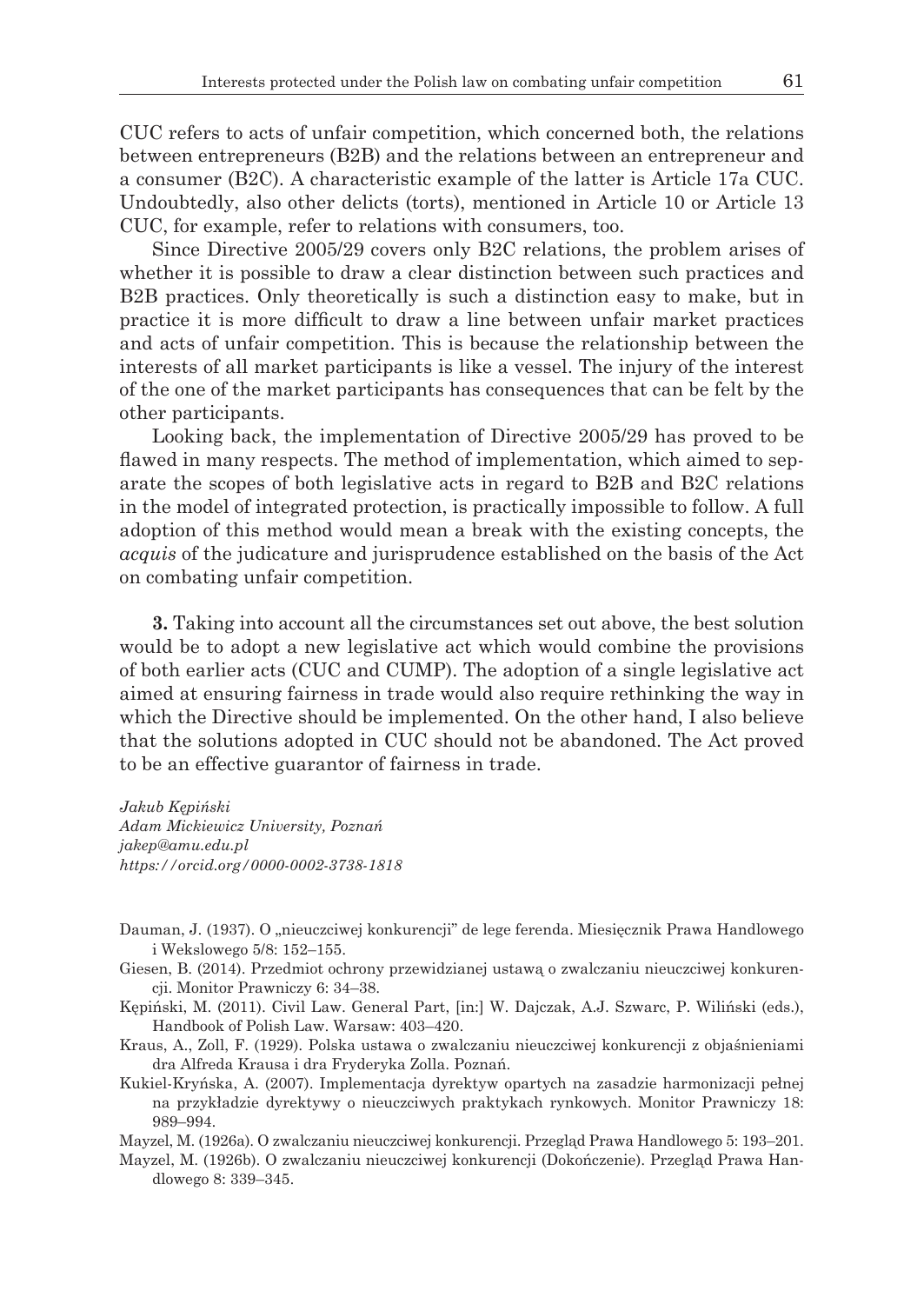CUC refers to acts of unfair competition, which concerned both, the relations between entrepreneurs (B2B) and the relations between an entrepreneur and a consumer (B2C). A characteristic example of the latter is Article 17a CUC. Undoubtedly, also other delicts (torts), mentioned in Article 10 or Article 13 CUC, for example, refer to relations with consumers, too.

Since Directive 2005/29 covers only B2C relations, the problem arises of whether it is possible to draw a clear distinction between such practices and B2B practices. Only theoretically is such a distinction easy to make, but in practice it is more difficult to draw a line between unfair market practices and acts of unfair competition. This is because the relationship between the interests of all market participants is like a vessel. The injury of the interest of the one of the market participants has consequences that can be felt by the other participants.

Looking back, the implementation of Directive 2005/29 has proved to be flawed in many respects. The method of implementation, which aimed to separate the scopes of both legislative acts in regard to B2B and B2C relations in the model of integrated protection, is practically impossible to follow. A full adoption of this method would mean a break with the existing concepts, the *acquis* of the judicature and jurisprudence established on the basis of the Act on combating unfair competition.

**3.** Taking into account all the circumstances set out above, the best solution would be to adopt a new legislative act which would combine the provisions of both earlier acts (CUC and CUMP). The adoption of a single legislative act aimed at ensuring fairness in trade would also require rethinking the way in which the Directive should be implemented. On the other hand, I also believe that the solutions adopted in CUC should not be abandoned. The Act proved to be an effective guarantor of fairness in trade.

*Jakub Kępiński*
*Adam Mickiewicz University, Poznań*
*jakep@amu.edu.pl*
*https://orcid.org/0000-0002-3738-1818*

Dauman, J. (1937). O „nieuczciwej konkurencji" de lege ferenda. Miesięcznik Prawa Handlowego i Wekslowego 5/8: 152–155.

Giesen, B. (2014). Przedmiot ochrony przewidzianej ustawą o zwalczaniu nieuczciwej konkurencji. Monitor Prawniczy 6: 34–38.

Kępiński, M. (2011). Civil Law. General Part, [in:] W. Dajczak, A.J. Szwarc, P. Wiliński (eds.), Handbook of Polish Law. Warsaw: 403–420.

Kraus, A., Zoll, F. (1929). Polska ustawa o zwalczaniu nieuczciwej konkurencji z objaśnieniami dra Alfreda Krausa i dra Fryderyka Zolla. Poznań.

Kukiel-Kryńska, A. (2007). Implementacja dyrektyw opartych na zasadzie harmonizacji pełnej na przykładzie dyrektywy o nieuczciwych praktykach rynkowych. Monitor Prawniczy 18: 989–994.

Mayzel, M. (1926a). O zwalczaniu nieuczciwej konkurencji. Przegląd Prawa Handlowego 5: 193–201.

Mayzel, M. (1926b). O zwalczaniu nieuczciwej konkurencji (Dokończenie). Przegląd Prawa Handlowego 8: 339–345.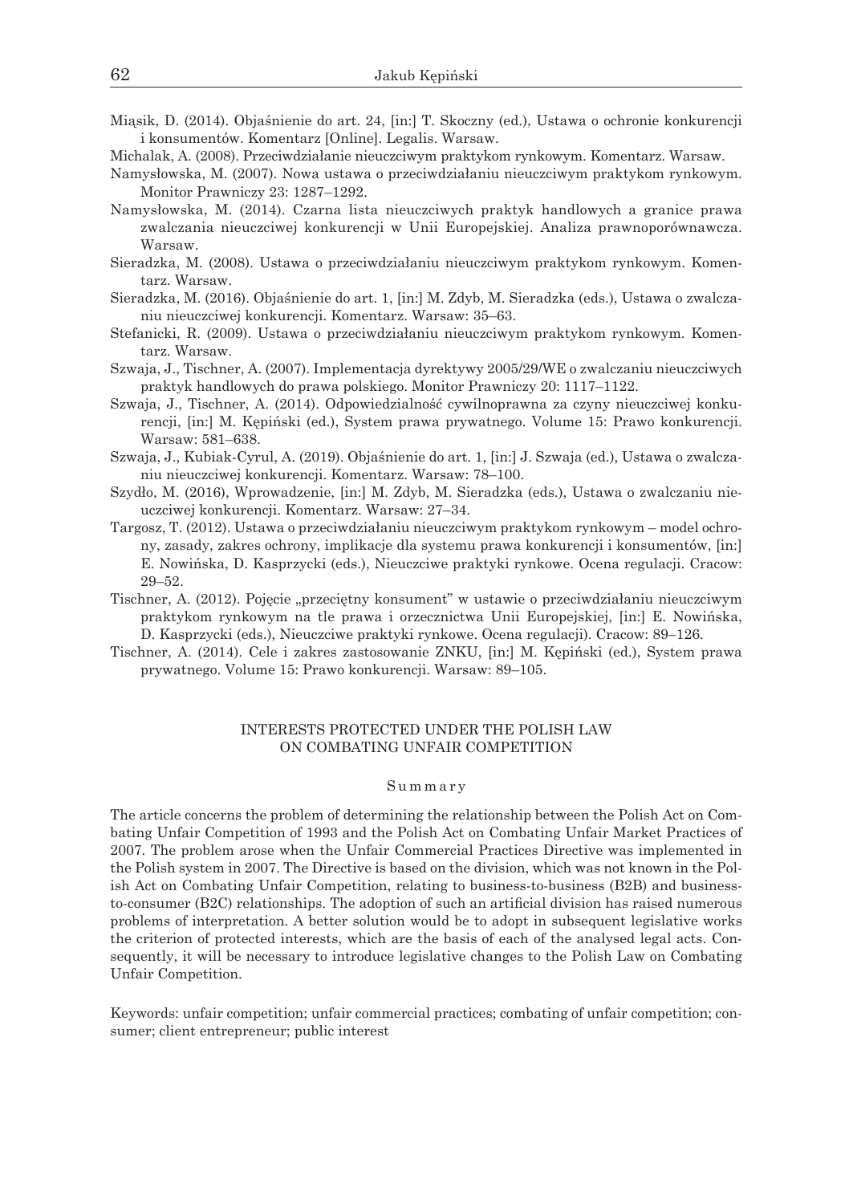Miąsik, D. (2014). Objaśnienie do art. 24, [in:] T. Skoczny (ed.), Ustawa o ochronie konkurencji i konsumentów. Komentarz [Online]. Legalis. Warsaw.

Michalak, A. (2008). Przeciwdziałanie nieuczciwym praktykom rynkowym. Komentarz. Warsaw.

Namysłowska, M. (2007). Nowa ustawa o przeciwdziałaniu nieuczciwym praktykom rynkowym. Monitor Prawniczy 23: 1287–1292.

Namysłowska, M. (2014). Czarna lista nieuczciwych praktyk handlowych a granice prawa zwalczania nieuczciwej konkurencji w Unii Europejskiej. Analiza prawnoporównawcza. Warsaw.

Sieradzka, M. (2008). Ustawa o przeciwdziałaniu nieuczciwym praktykom rynkowym. Komentarz. Warsaw.

Sieradzka, M. (2016). Objaśnienie do art. 1, [in:] M. Zdyb, M. Sieradzka (eds.), Ustawa o zwalczaniu nieuczciwej konkurencji. Komentarz. Warsaw: 35–63.

Stefanicki, R. (2009). Ustawa o przeciwdziałaniu nieuczciwym praktykom rynkowym. Komentarz. Warsaw.

Szwaja, J., Tischner, A. (2007). Implementacja dyrektywy 2005/29/WE o zwalczaniu nieuczciwych praktyk handlowych do prawa polskiego. Monitor Prawniczy 20: 1117–1122.

Szwaja, J., Tischner, A. (2014). Odpowiedzialność cywilnoprawna za czyny nieuczciwej konkurencji, [in:] M. Kępiński (ed.), System prawa prywatnego. Volume 15: Prawo konkurencji. Warsaw: 581–638.

Szwaja, J., Kubiak-Cyrul, A. (2019). Objaśnienie do art. 1, [in:] J. Szwaja (ed.), Ustawa o zwalczaniu nieuczciwej konkurencji. Komentarz. Warsaw: 78–100.

Szydło, M. (2016), Wprowadzenie, [in:] M. Zdyb, M. Sieradzka (eds.), Ustawa o zwalczaniu nieuczciwej konkurencji. Komentarz. Warsaw: 27–34.

Targosz, T. (2012). Ustawa o przeciwdziałaniu nieuczciwym praktykom rynkowym – model ochrony, zasady, zakres ochrony, implikacje dla systemu prawa konkurencji i konsumentów, [in:] E. Nowińska, D. Kasprzycki (eds.), Nieuczciwe praktyki rynkowe. Ocena regulacji. Cracow: 29–52.

Tischner, A. (2012). Pojęcie „przeciętny konsument" w ustawie o przeciwdziałaniu nieuczciwym praktykom rynkowym na tle prawa i orzecznictwa Unii Europejskiej, [in:] E. Nowińska, D. Kasprzycki (eds.), Nieuczciwe praktyki rynkowe. Ocena regulacji). Cracow: 89–126.

Tischner, A. (2014). Cele i zakres zastosowanie ZNKU, [in:] M. Kępiński (ed.), System prawa prywatnego. Volume 15: Prawo konkurencji. Warsaw: 89–105.

## INTERESTS PROTECTED UNDER THE POLISH LAW ON COMBATING UNFAIR COMPETITION

### Summary

The article concerns the problem of determining the relationship between the Polish Act on Combating Unfair Competition of 1993 and the Polish Act on Combating Unfair Market Practices of 2007. The problem arose when the Unfair Commercial Practices Directive was implemented in the Polish system in 2007. The Directive is based on the division, which was not known in the Polish Act on Combating Unfair Competition, relating to business-to-business (B2B) and business-to-consumer (B2C) relationships. The adoption of such an artificial division has raised numerous problems of interpretation. A better solution would be to adopt in subsequent legislative works the criterion of protected interests, which are the basis of each of the analysed legal acts. Consequently, it will be necessary to introduce legislative changes to the Polish Law on Combating Unfair Competition.

Keywords: unfair competition; unfair commercial practices; combating of unfair competition; consumer; client entrepreneur; public interest